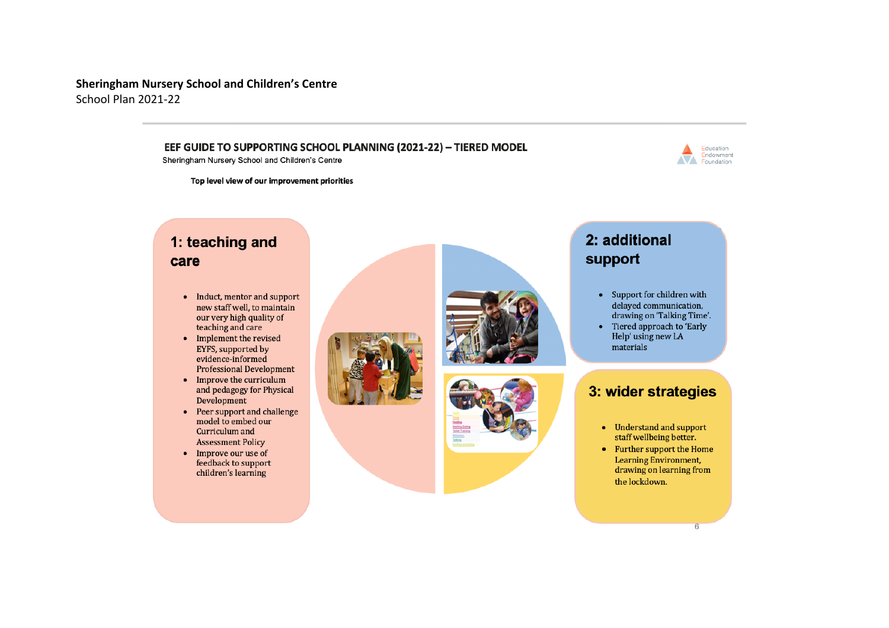**Sheringham Nursery School and Children's Centre**
School Plan 2021-22

## EEF GUIDE TO SUPPORTING SCHOOL PLANNING (2021-22) – TIERED MODEL

Sheringham Nursery School and Children's Centre

**Top level view of our improvement priorities**

### 1: teaching and care

- Induct, mentor and support new staff well, to maintain our very high quality of teaching and care
- Implement the revised EYFS, supported by evidence-informed Professional Development
- Improve the curriculum and pedagogy for Physical Development
- Peer support and challenge model to embed our Curriculum and Assessment Policy
- Improve our use of feedback to support children's learning

### 2: additional support

- Support for children with delayed communication, drawing on 'Talking Time'.
- Tiered approach to 'Early Help' using new LA materials

### 3: wider strategies

- Understand and support staff wellbeing better.
- Further support the Home Learning Environment, drawing on learning from the lockdown.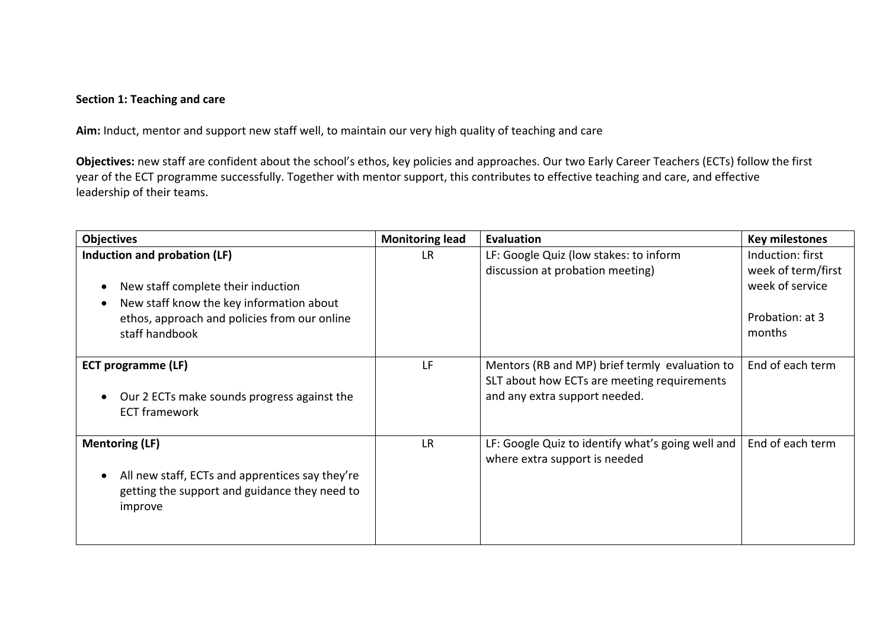**Section 1: Teaching and care**

**Aim:** Induct, mentor and support new staff well, to maintain our very high quality of teaching and care

**Objectives:** new staff are confident about the school's ethos, key policies and approaches. Our two Early Career Teachers (ECTs) follow the first year of the ECT programme successfully. Together with mentor support, this contributes to effective teaching and care, and effective leadership of their teams.

| Objectives | Monitoring lead | Evaluation | Key milestones |
|---|---|---|---|
| **Induction and probation (LF)**<br><br>• New staff complete their induction<br>• New staff know the key information about ethos, approach and policies from our online staff handbook | LR | LF: Google Quiz (low stakes: to inform discussion at probation meeting) | Induction: first week of term/first week of service<br><br>Probation: at 3 months |
| **ECT programme (LF)**<br><br>• Our 2 ECTs make sounds progress against the ECT framework | LF | Mentors (RB and MP) brief termly evaluation to SLT about how ECTs are meeting requirements and any extra support needed. | End of each term |
| **Mentoring (LF)**<br><br>• All new staff, ECTs and apprentices say they're getting the support and guidance they need to improve | LR | LF: Google Quiz to identify what's going well and where extra support is needed | End of each term |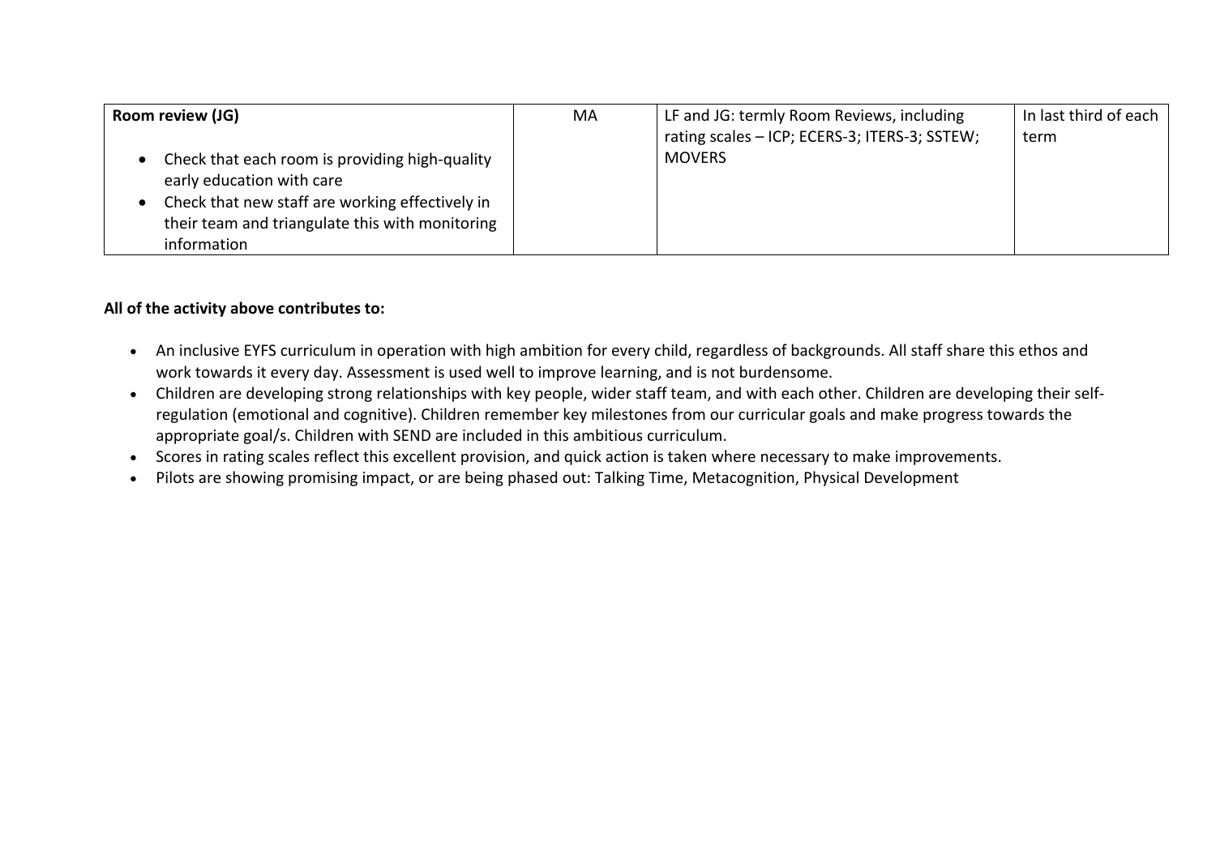| Room review (JG) | MA | LF and JG: termly Room Reviews, including rating scales – ICP; ECERS-3; ITERS-3; SSTEW; MOVERS | In last third of each term |
|---|---|---|---|
| • Check that each room is providing high-quality early education with care<br>• Check that new staff are working effectively in their team and triangulate this with monitoring information | | | |

**All of the activity above contributes to:**

- An inclusive EYFS curriculum in operation with high ambition for every child, regardless of backgrounds. All staff share this ethos and work towards it every day. Assessment is used well to improve learning, and is not burdensome.
- Children are developing strong relationships with key people, wider staff team, and with each other. Children are developing their self-regulation (emotional and cognitive). Children remember key milestones from our curricular goals and make progress towards the appropriate goal/s. Children with SEND are included in this ambitious curriculum.
- Scores in rating scales reflect this excellent provision, and quick action is taken where necessary to make improvements.
- Pilots are showing promising impact, or are being phased out: Talking Time, Metacognition, Physical Development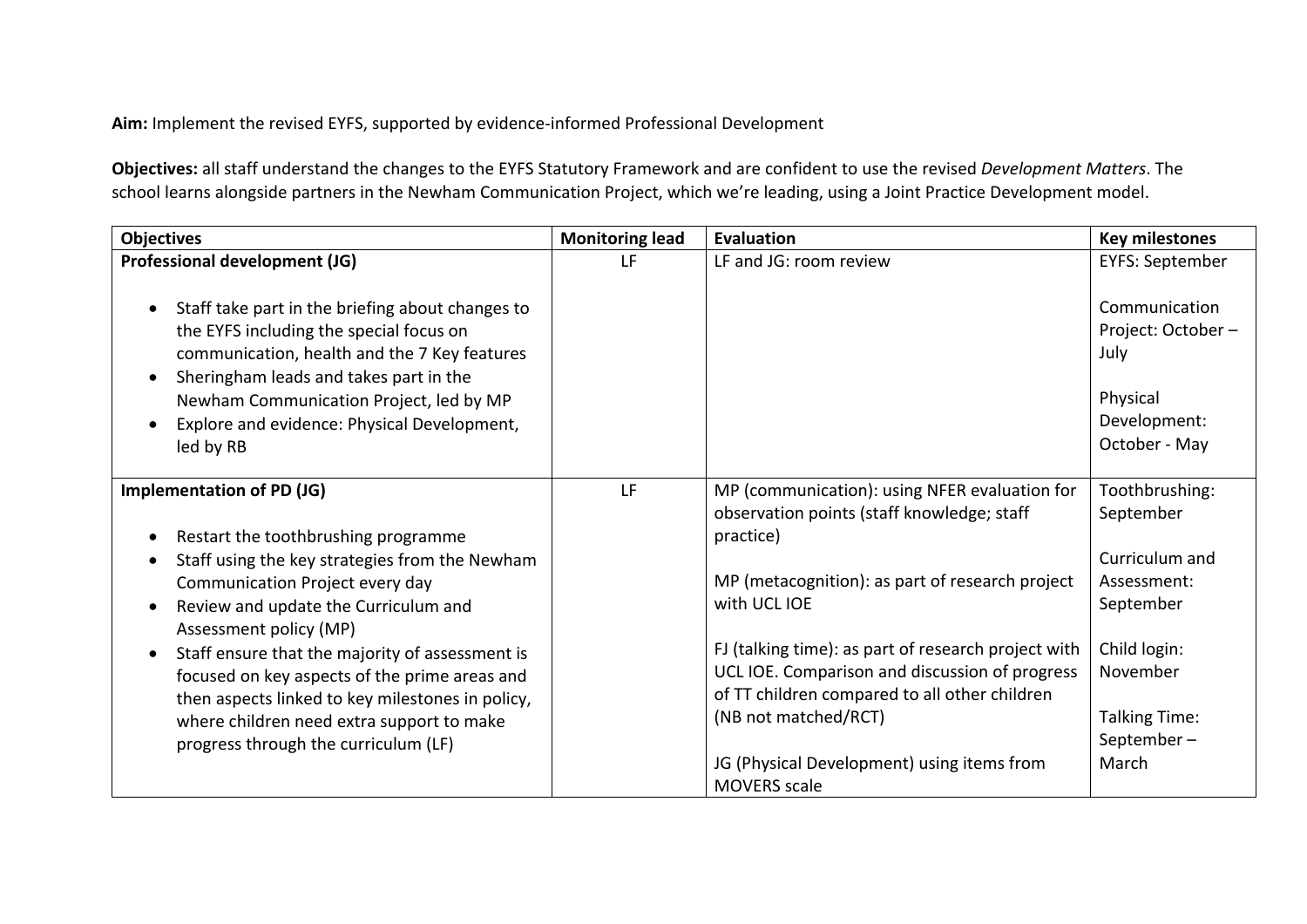**Aim:** Implement the revised EYFS, supported by evidence-informed Professional Development

**Objectives:** all staff understand the changes to the EYFS Statutory Framework and are confident to use the revised *Development Matters*. The school learns alongside partners in the Newham Communication Project, which we're leading, using a Joint Practice Development model.

| Objectives | Monitoring lead | Evaluation | Key milestones |
|---|---|---|---|
| **Professional development (JG)**<br><br>• Staff take part in the briefing about changes to the EYFS including the special focus on communication, health and the 7 Key features<br>• Sheringham leads and takes part in the Newham Communication Project, led by MP<br>• Explore and evidence: Physical Development, led by RB | LF | LF and JG: room review | EYFS: September<br><br>Communication Project: October – July<br><br>Physical Development: October - May |
| **Implementation of PD (JG)**<br><br>• Restart the toothbrushing programme<br>• Staff using the key strategies from the Newham Communication Project every day<br>• Review and update the Curriculum and Assessment policy (MP)<br>• Staff ensure that the majority of assessment is focused on key aspects of the prime areas and then aspects linked to key milestones in policy, where children need extra support to make progress through the curriculum (LF) | LF | MP (communication): using NFER evaluation for observation points (staff knowledge; staff practice)<br><br>MP (metacognition): as part of research project with UCL IOE<br><br>FJ (talking time): as part of research project with UCL IOE. Comparison and discussion of progress of TT children compared to all other children (NB not matched/RCT)<br><br>JG (Physical Development) using items from MOVERS scale | Toothbrushing: September<br><br>Curriculum and Assessment: September<br><br>Child login: November<br><br>Talking Time: September – March |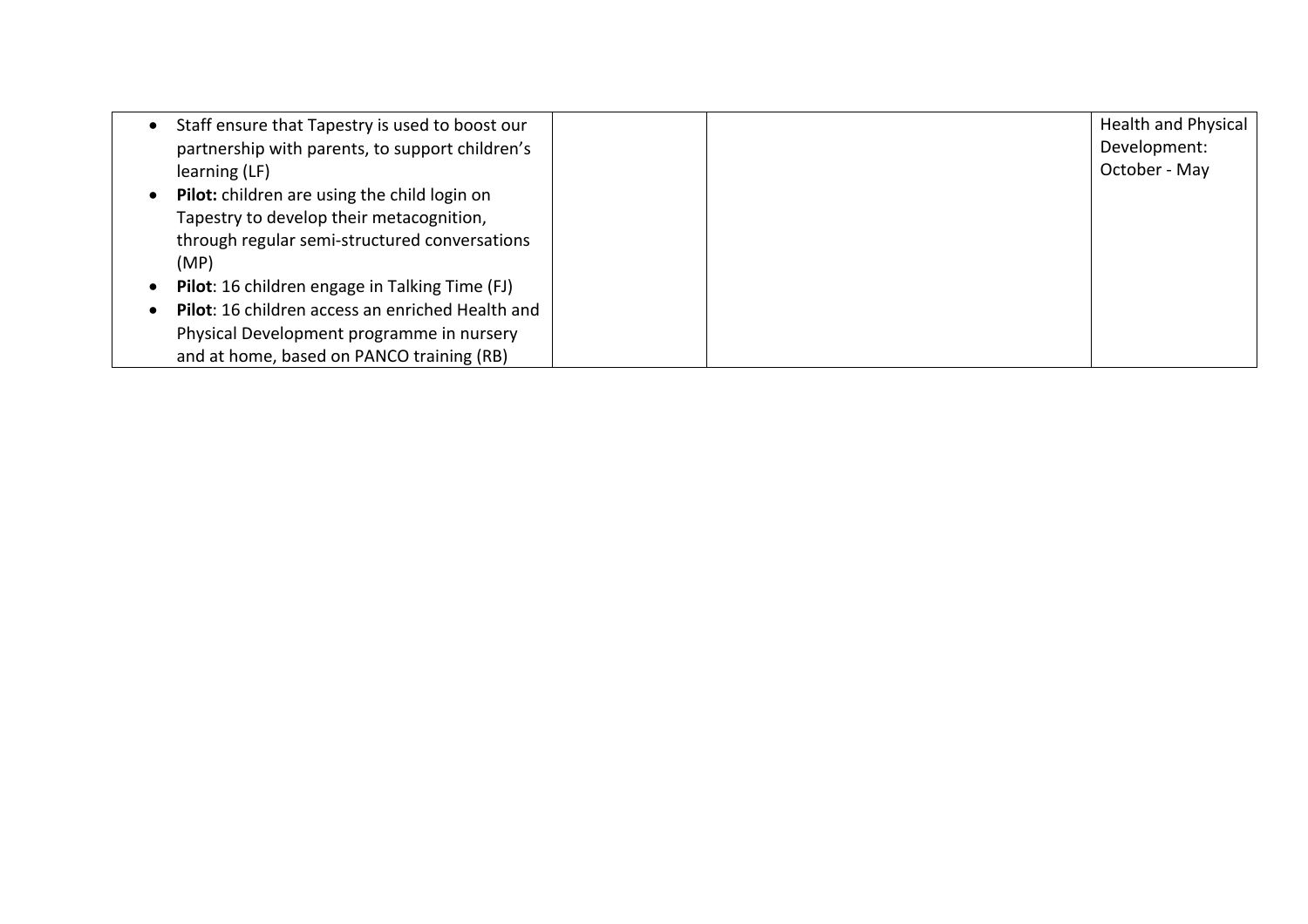| | | | |
|---|---|---|---|
| • Staff ensure that Tapestry is used to boost our partnership with parents, to support children's learning (LF)<br>• **Pilot:** children are using the child login on Tapestry to develop their metacognition, through regular semi-structured conversations (MP)<br>• **Pilot**: 16 children engage in Talking Time (FJ)<br>• **Pilot**: 16 children access an enriched Health and Physical Development programme in nursery and at home, based on PANCO training (RB) | | | Health and Physical Development: October - May |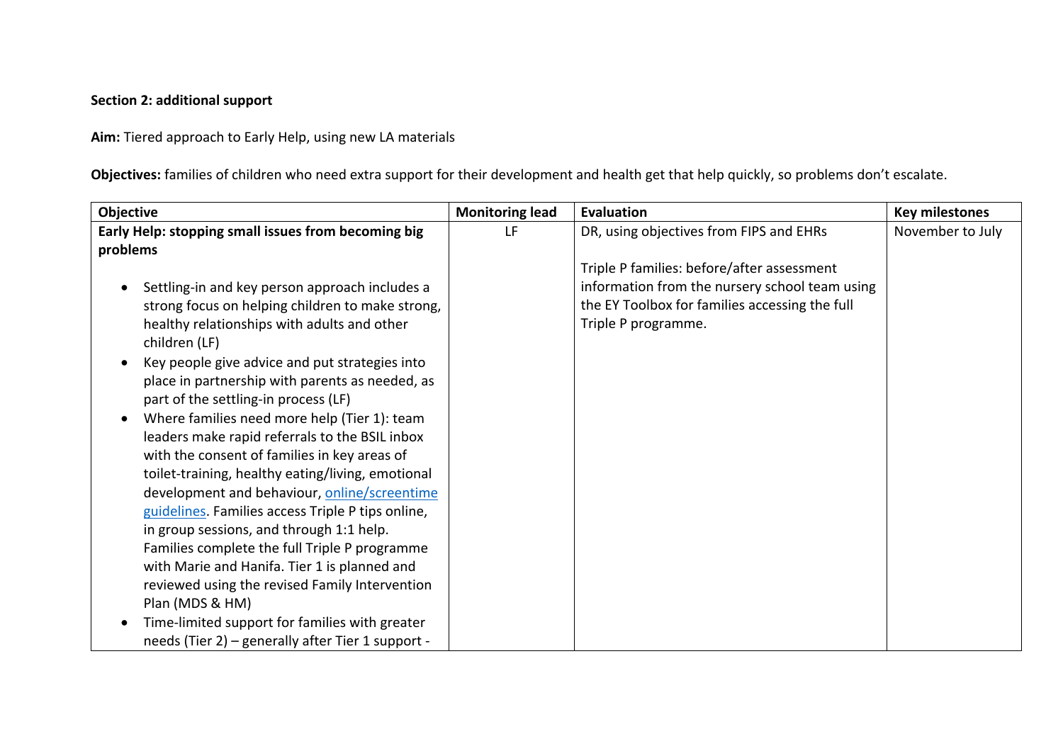**Section 2: additional support**

**Aim:** Tiered approach to Early Help, using new LA materials

**Objectives:** families of children who need extra support for their development and health get that help quickly, so problems don't escalate.

| Objective | Monitoring lead | Evaluation | Key milestones |
|---|---|---|---|
| **Early Help: stopping small issues from becoming big problems**<br><br>• Settling-in and key person approach includes a strong focus on helping children to make strong, healthy relationships with adults and other children (LF)<br>• Key people give advice and put strategies into place in partnership with parents as needed, as part of the settling-in process (LF)<br>• Where families need more help (Tier 1): team leaders make rapid referrals to the BSIL inbox with the consent of families in key areas of toilet-training, healthy eating/living, emotional development and behaviour, online/screentime guidelines. Families access Triple P tips online, in group sessions, and through 1:1 help. Families complete the full Triple P programme with Marie and Hanifa. Tier 1 is planned and reviewed using the revised Family Intervention Plan (MDS & HM)<br>• Time-limited support for families with greater needs (Tier 2) – generally after Tier 1 support - | LF | DR, using objectives from FIPS and EHRs<br><br>Triple P families: before/after assessment information from the nursery school team using the EY Toolbox for families accessing the full Triple P programme. | November to July |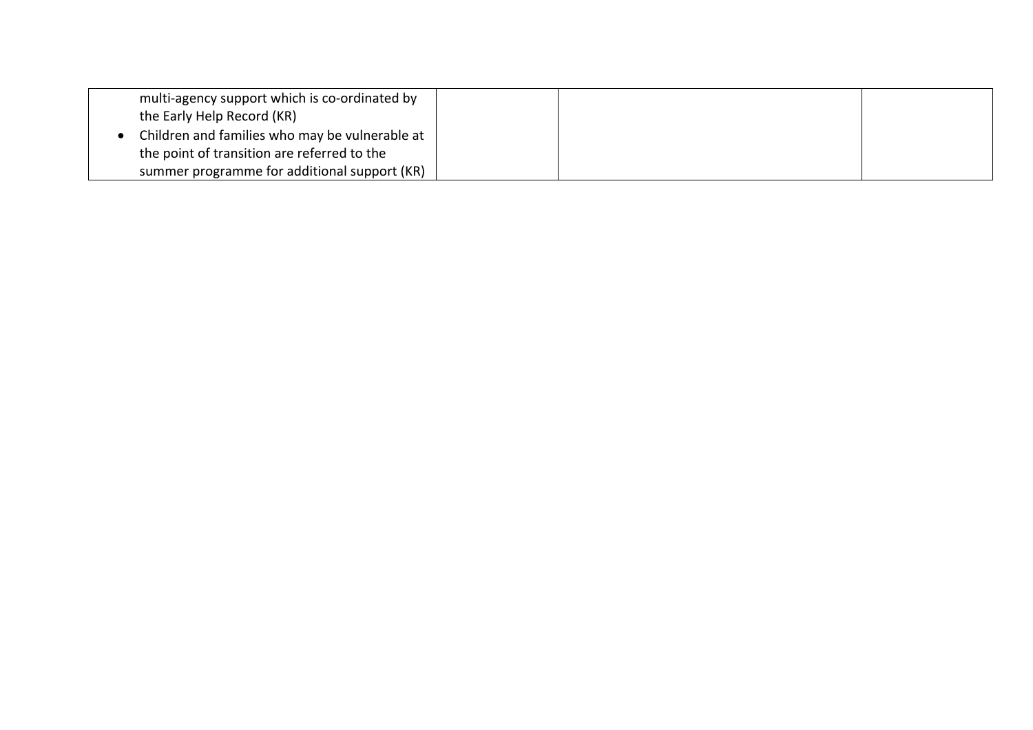| | | | |
|---|---|---|---|
| multi-agency support which is co-ordinated by the Early Help Record (KR)<br>• Children and families who may be vulnerable at the point of transition are referred to the summer programme for additional support (KR) | | | |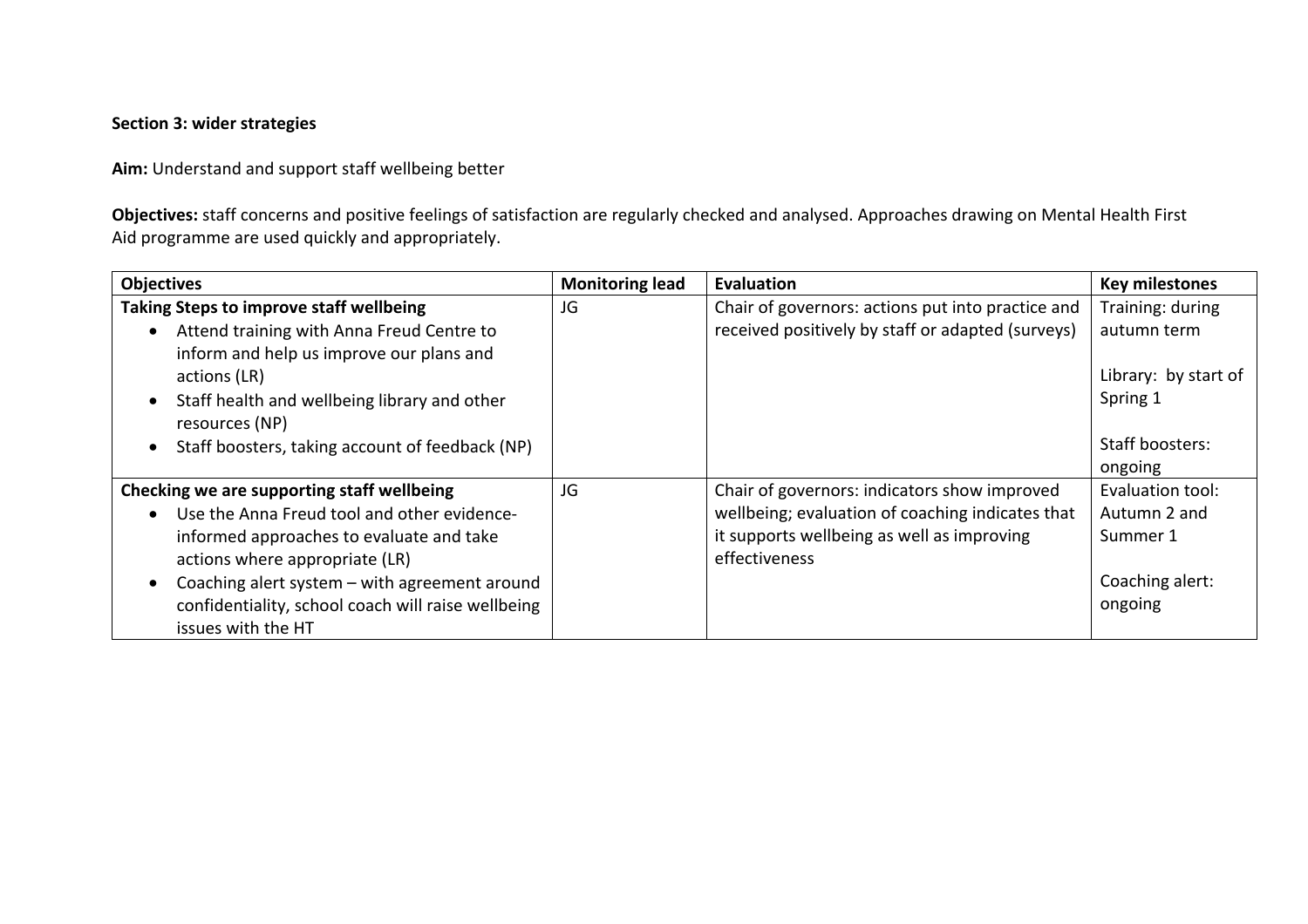**Section 3: wider strategies**

**Aim:** Understand and support staff wellbeing better

**Objectives:** staff concerns and positive feelings of satisfaction are regularly checked and analysed. Approaches drawing on Mental Health First Aid programme are used quickly and appropriately.

| Objectives | Monitoring lead | Evaluation | Key milestones |
|---|---|---|---|
| **Taking Steps to improve staff wellbeing**<br>• Attend training with Anna Freud Centre to inform and help us improve our plans and actions (LR)<br>• Staff health and wellbeing library and other resources (NP)<br>• Staff boosters, taking account of feedback (NP) | JG | Chair of governors: actions put into practice and received positively by staff or adapted (surveys) | Training: during autumn term<br><br>Library: by start of Spring 1<br><br>Staff boosters: ongoing |
| **Checking we are supporting staff wellbeing**<br>• Use the Anna Freud tool and other evidence-informed approaches to evaluate and take actions where appropriate (LR)<br>• Coaching alert system – with agreement around confidentiality, school coach will raise wellbeing issues with the HT | JG | Chair of governors: indicators show improved wellbeing; evaluation of coaching indicates that it supports wellbeing as well as improving effectiveness | Evaluation tool: Autumn 2 and Summer 1<br><br>Coaching alert: ongoing |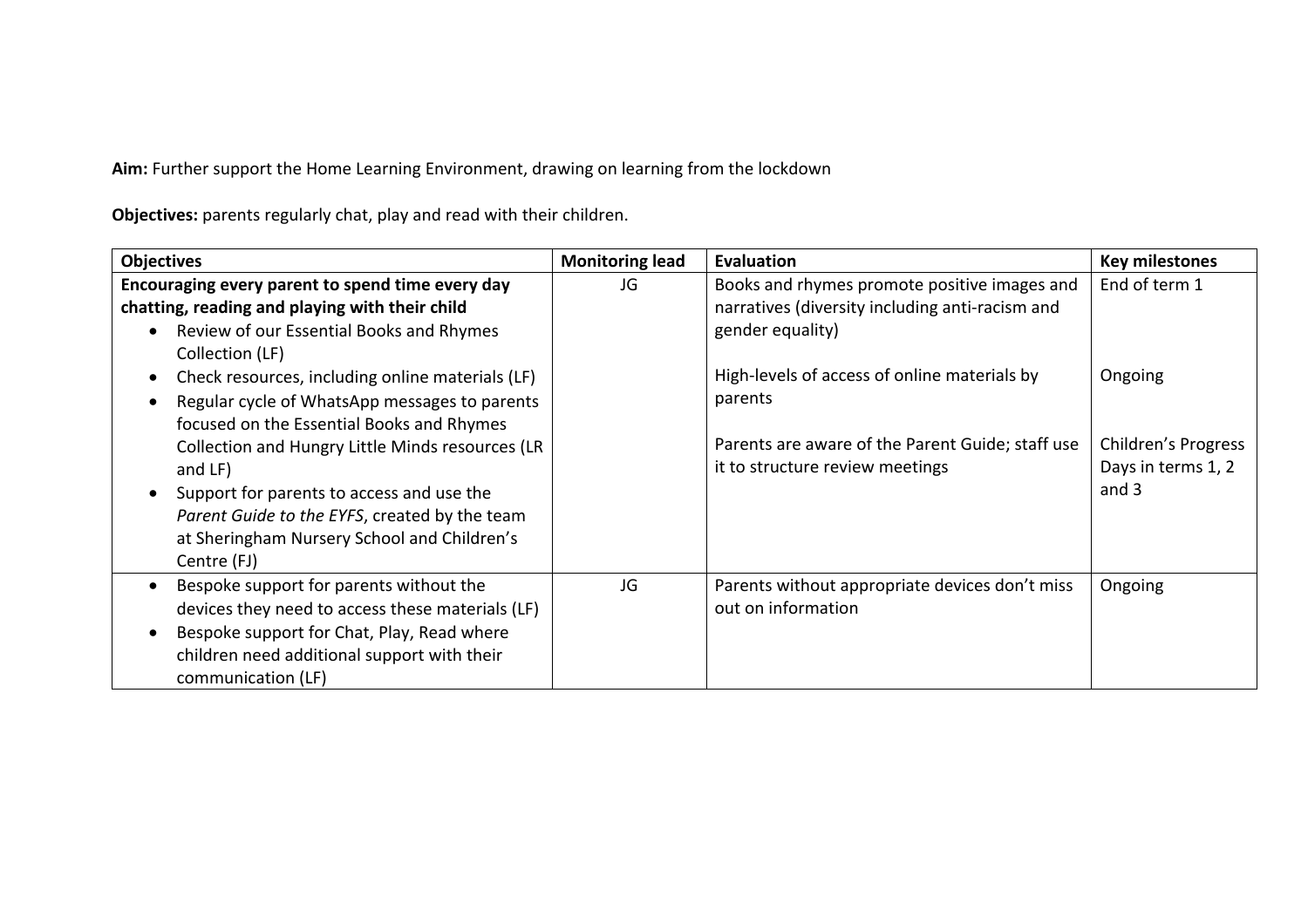**Aim:** Further support the Home Learning Environment, drawing on learning from the lockdown

**Objectives:** parents regularly chat, play and read with their children.

| Objectives | Monitoring lead | Evaluation | Key milestones |
|---|---|---|---|
| **Encouraging every parent to spend time every day chatting, reading and playing with their child**<br>• Review of our Essential Books and Rhymes Collection (LF)<br>• Check resources, including online materials (LF)<br>• Regular cycle of WhatsApp messages to parents focused on the Essential Books and Rhymes Collection and Hungry Little Minds resources (LR and LF)<br>• Support for parents to access and use the *Parent Guide to the EYFS*, created by the team at Sheringham Nursery School and Children's Centre (FJ) | JG | Books and rhymes promote positive images and narratives (diversity including anti-racism and gender equality)<br><br>High-levels of access of online materials by parents<br><br>Parents are aware of the Parent Guide; staff use it to structure review meetings | End of term 1<br><br>Ongoing<br><br>Children's Progress Days in terms 1, 2 and 3 |
| • Bespoke support for parents without the devices they need to access these materials (LF)<br>• Bespoke support for Chat, Play, Read where children need additional support with their communication (LF) | JG | Parents without appropriate devices don't miss out on information | Ongoing |